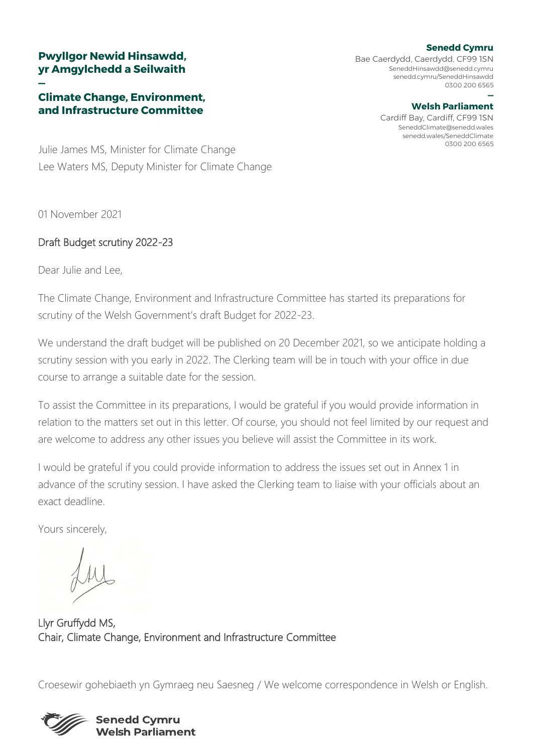**Pwyllgor Newid Hinsawdd, yr Amgylchedd a Seilwaith**

—

**Climate Change, Environment, and Infrastructure Committee**

**Senedd Cymru**
Bae Caerdydd, Caerdydd, CF99 1SN
SeneddHinsawdd@senedd.cymru
senedd.cymru/SeneddHinsawdd
0300 200 6565

—

**Welsh Parliament**
Cardiff Bay, Cardiff, CF99 1SN
SeneddClimate@senedd.wales
senedd.wales/SeneddClimate
0300 200 6565

Julie James MS, Minister for Climate Change
Lee Waters MS, Deputy Minister for Climate Change

01 November 2021

Draft Budget scrutiny 2022-23

Dear Julie and Lee,

The Climate Change, Environment and Infrastructure Committee has started its preparations for scrutiny of the Welsh Government's draft Budget for 2022-23.

We understand the draft budget will be published on 20 December 2021, so we anticipate holding a scrutiny session with you early in 2022. The Clerking team will be in touch with your office in due course to arrange a suitable date for the session.

To assist the Committee in its preparations, I would be grateful if you would provide information in relation to the matters set out in this letter. Of course, you should not feel limited by our request and are welcome to address any other issues you believe will assist the Committee in its work.

I would be grateful if you could provide information to address the issues set out in Annex 1 in advance of the scrutiny session. I have asked the Clerking team to liaise with your officials about an exact deadline.

Yours sincerely,

Llyr Gruffydd MS,
Chair, Climate Change, Environment and Infrastructure Committee

Croesewir gohebiaeth yn Gymraeg neu Saesneg / We welcome correspondence in Welsh or English.

**Senedd Cymru**
**Welsh Parliament**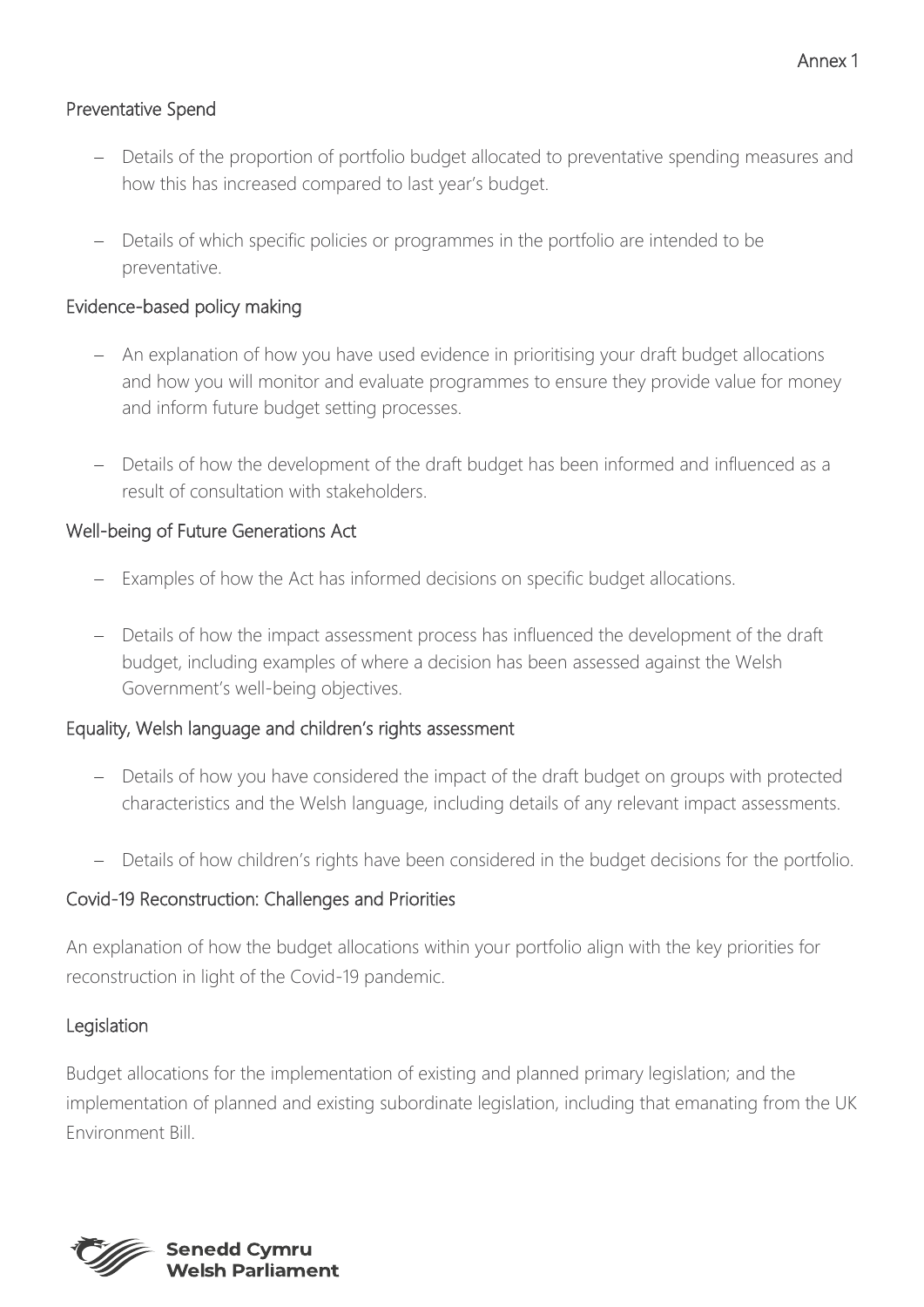## Preventative Spend

- Details of the proportion of portfolio budget allocated to preventative spending measures and how this has increased compared to last year's budget.
- Details of which specific policies or programmes in the portfolio are intended to be preventative.

## Evidence-based policy making

- An explanation of how you have used evidence in prioritising your draft budget allocations and how you will monitor and evaluate programmes to ensure they provide value for money and inform future budget setting processes.
- Details of how the development of the draft budget has been informed and influenced as a result of consultation with stakeholders.

## Well-being of Future Generations Act

- Examples of how the Act has informed decisions on specific budget allocations.
- Details of how the impact assessment process has influenced the development of the draft budget, including examples of where a decision has been assessed against the Welsh Government's well-being objectives.

## Equality, Welsh language and children's rights assessment

- Details of how you have considered the impact of the draft budget on groups with protected characteristics and the Welsh language, including details of any relevant impact assessments.
- Details of how children's rights have been considered in the budget decisions for the portfolio.

## Covid-19 Reconstruction: Challenges and Priorities

An explanation of how the budget allocations within your portfolio align with the key priorities for reconstruction in light of the Covid-19 pandemic.

## Legislation

Budget allocations for the implementation of existing and planned primary legislation; and the implementation of planned and existing subordinate legislation, including that emanating from the UK Environment Bill.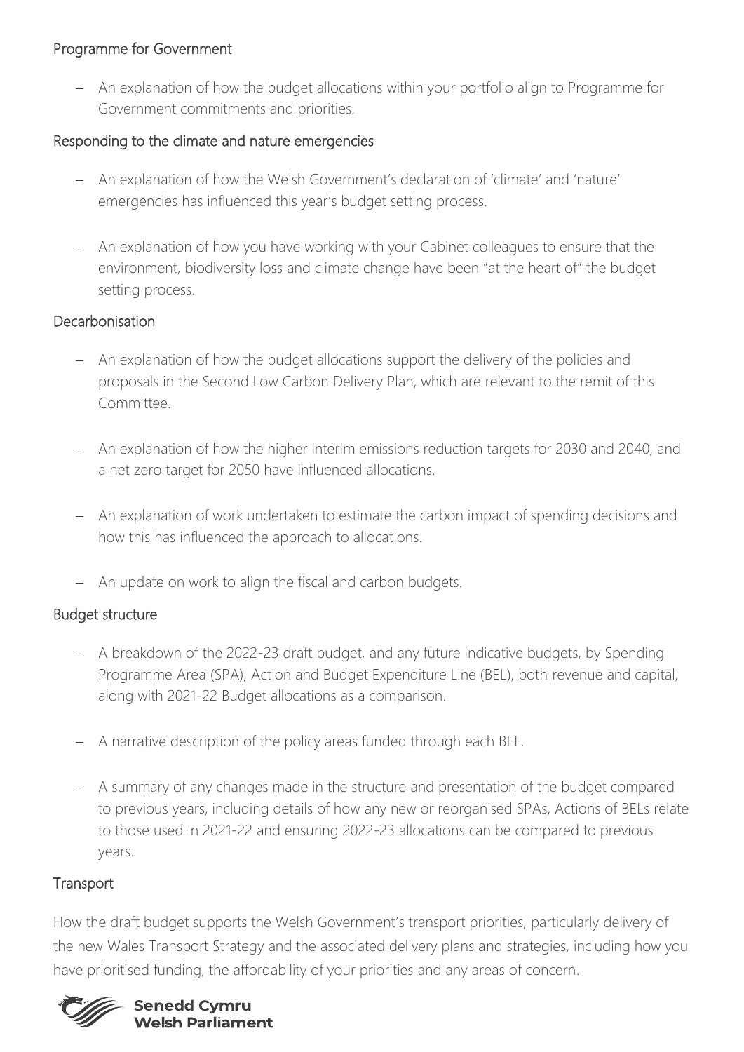### Programme for Government

- An explanation of how the budget allocations within your portfolio align to Programme for Government commitments and priorities.

### Responding to the climate and nature emergencies

- An explanation of how the Welsh Government's declaration of 'climate' and 'nature' emergencies has influenced this year's budget setting process.
- An explanation of how you have working with your Cabinet colleagues to ensure that the environment, biodiversity loss and climate change have been "at the heart of" the budget setting process.

### Decarbonisation

- An explanation of how the budget allocations support the delivery of the policies and proposals in the Second Low Carbon Delivery Plan, which are relevant to the remit of this Committee.
- An explanation of how the higher interim emissions reduction targets for 2030 and 2040, and a net zero target for 2050 have influenced allocations.
- An explanation of work undertaken to estimate the carbon impact of spending decisions and how this has influenced the approach to allocations.
- An update on work to align the fiscal and carbon budgets.

### Budget structure

- A breakdown of the 2022-23 draft budget, and any future indicative budgets, by Spending Programme Area (SPA), Action and Budget Expenditure Line (BEL), both revenue and capital, along with 2021-22 Budget allocations as a comparison.
- A narrative description of the policy areas funded through each BEL.
- A summary of any changes made in the structure and presentation of the budget compared to previous years, including details of how any new or reorganised SPAs, Actions of BELs relate to those used in 2021-22 and ensuring 2022-23 allocations can be compared to previous years.

### Transport

How the draft budget supports the Welsh Government's transport priorities, particularly delivery of the new Wales Transport Strategy and the associated delivery plans and strategies, including how you have prioritised funding, the affordability of your priorities and any areas of concern.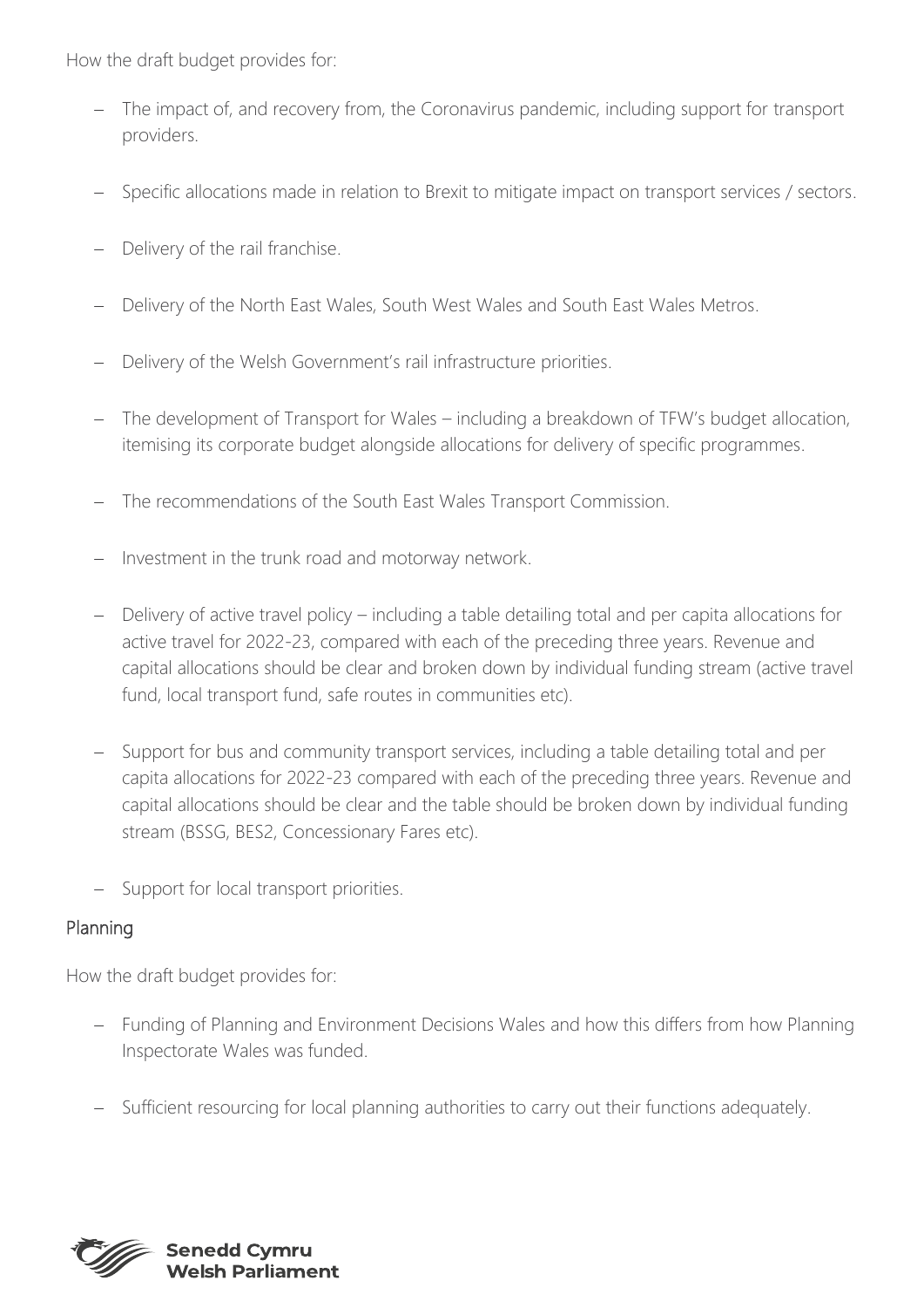How the draft budget provides for:

- The impact of, and recovery from, the Coronavirus pandemic, including support for transport providers.
- Specific allocations made in relation to Brexit to mitigate impact on transport services / sectors.
- Delivery of the rail franchise.
- Delivery of the North East Wales, South West Wales and South East Wales Metros.
- Delivery of the Welsh Government's rail infrastructure priorities.
- The development of Transport for Wales – including a breakdown of TFW's budget allocation, itemising its corporate budget alongside allocations for delivery of specific programmes.
- The recommendations of the South East Wales Transport Commission.
- Investment in the trunk road and motorway network.
- Delivery of active travel policy – including a table detailing total and per capita allocations for active travel for 2022-23, compared with each of the preceding three years. Revenue and capital allocations should be clear and broken down by individual funding stream (active travel fund, local transport fund, safe routes in communities etc).
- Support for bus and community transport services, including a table detailing total and per capita allocations for 2022-23 compared with each of the preceding three years. Revenue and capital allocations should be clear and the table should be broken down by individual funding stream (BSSG, BES2, Concessionary Fares etc).
- Support for local transport priorities.

## Planning

How the draft budget provides for:

- Funding of Planning and Environment Decisions Wales and how this differs from how Planning Inspectorate Wales was funded.
- Sufficient resourcing for local planning authorities to carry out their functions adequately.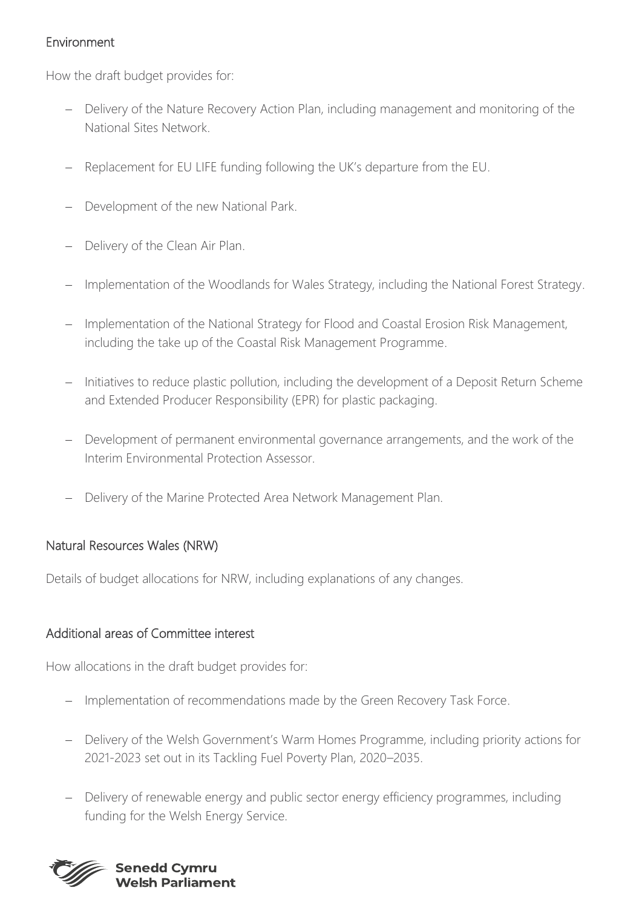## Environment

How the draft budget provides for:

- Delivery of the Nature Recovery Action Plan, including management and monitoring of the National Sites Network.
- Replacement for EU LIFE funding following the UK's departure from the EU.
- Development of the new National Park.
- Delivery of the Clean Air Plan.
- Implementation of the Woodlands for Wales Strategy, including the National Forest Strategy.
- Implementation of the National Strategy for Flood and Coastal Erosion Risk Management, including the take up of the Coastal Risk Management Programme.
- Initiatives to reduce plastic pollution, including the development of a Deposit Return Scheme and Extended Producer Responsibility (EPR) for plastic packaging.
- Development of permanent environmental governance arrangements, and the work of the Interim Environmental Protection Assessor.
- Delivery of the Marine Protected Area Network Management Plan.

## Natural Resources Wales (NRW)

Details of budget allocations for NRW, including explanations of any changes.

## Additional areas of Committee interest

How allocations in the draft budget provides for:

- Implementation of recommendations made by the Green Recovery Task Force.
- Delivery of the Welsh Government's Warm Homes Programme, including priority actions for 2021-2023 set out in its Tackling Fuel Poverty Plan, 2020–2035.
- Delivery of renewable energy and public sector energy efficiency programmes, including funding for the Welsh Energy Service.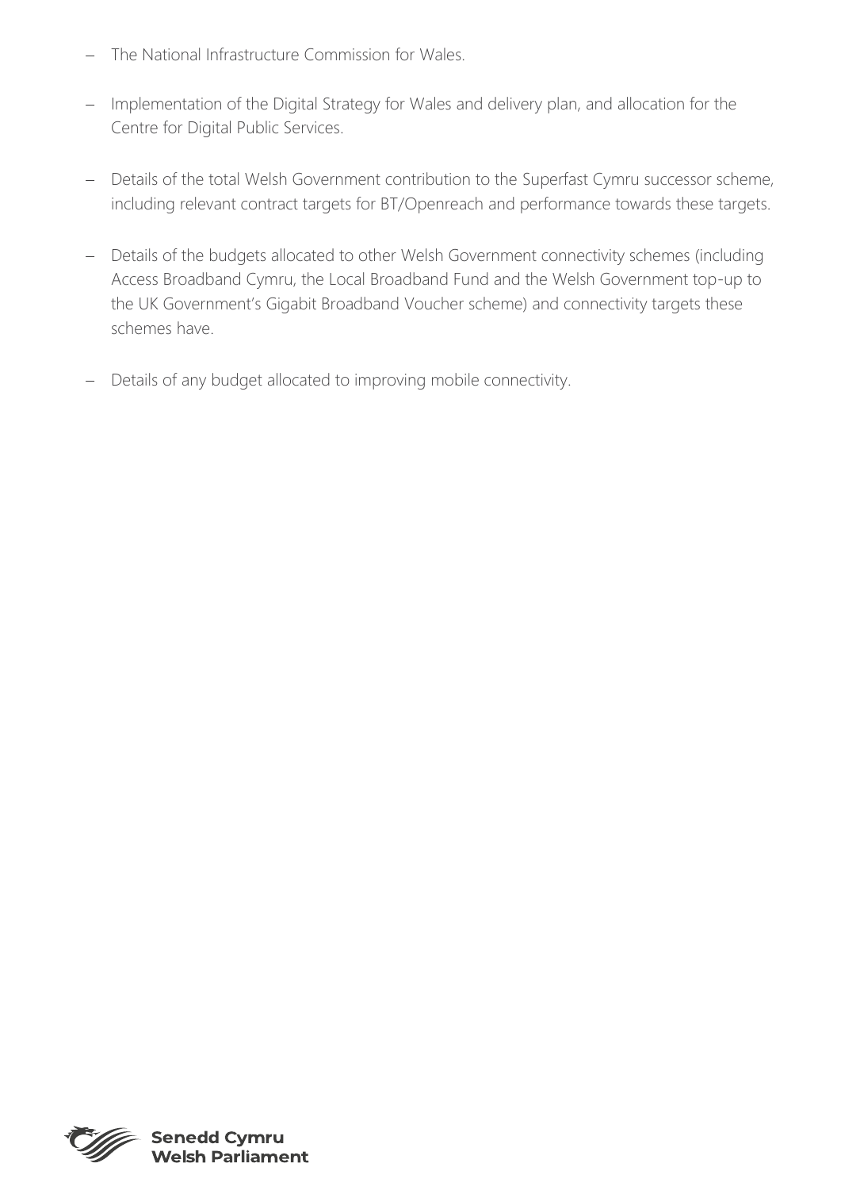- The National Infrastructure Commission for Wales.
- Implementation of the Digital Strategy for Wales and delivery plan, and allocation for the Centre for Digital Public Services.
- Details of the total Welsh Government contribution to the Superfast Cymru successor scheme, including relevant contract targets for BT/Openreach and performance towards these targets.
- Details of the budgets allocated to other Welsh Government connectivity schemes (including Access Broadband Cymru, the Local Broadband Fund and the Welsh Government top-up to the UK Government's Gigabit Broadband Voucher scheme) and connectivity targets these schemes have.
- Details of any budget allocated to improving mobile connectivity.